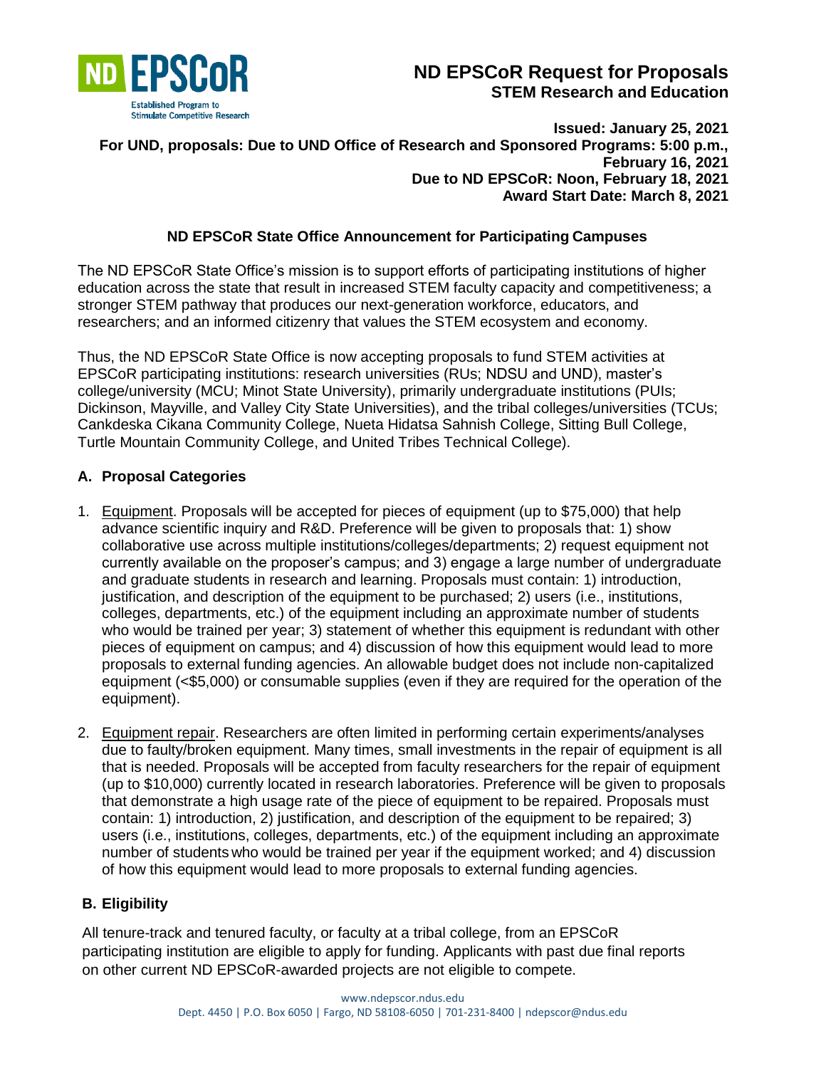# ND EPSCoR Request for Proposals

## STEM Research and Education

**Issued: January 25, 2021**
**For UND, proposals: Due to UND Office of Research and Sponsored Programs: 5:00 p.m., February 16, 2021**
**Due to ND EPSCoR: Noon, February 18, 2021**
**Award Start Date: March 8, 2021**

### ND EPSCoR State Office Announcement for Participating Campuses

The ND EPSCoR State Office's mission is to support efforts of participating institutions of higher education across the state that result in increased STEM faculty capacity and competitiveness; a stronger STEM pathway that produces our next-generation workforce, educators, and researchers; and an informed citizenry that values the STEM ecosystem and economy.

Thus, the ND EPSCoR State Office is now accepting proposals to fund STEM activities at EPSCoR participating institutions: research universities (RUs; NDSU and UND), master's college/university (MCU; Minot State University), primarily undergraduate institutions (PUIs; Dickinson, Mayville, and Valley City State Universities), and the tribal colleges/universities (TCUs; Cankdeska Cikana Community College, Nueta Hidatsa Sahnish College, Sitting Bull College, Turtle Mountain Community College, and United Tribes Technical College).

### A. Proposal Categories

1. Equipment. Proposals will be accepted for pieces of equipment (up to $75,000) that help advance scientific inquiry and R&D. Preference will be given to proposals that: 1) show collaborative use across multiple institutions/colleges/departments; 2) request equipment not currently available on the proposer's campus; and 3) engage a large number of undergraduate and graduate students in research and learning. Proposals must contain: 1) introduction, justification, and description of the equipment to be purchased; 2) users (i.e., institutions, colleges, departments, etc.) of the equipment including an approximate number of students who would be trained per year; 3) statement of whether this equipment is redundant with other pieces of equipment on campus; and 4) discussion of how this equipment would lead to more proposals to external funding agencies. An allowable budget does not include non-capitalized equipment (<$5,000) or consumable supplies (even if they are required for the operation of the equipment).

2. Equipment repair. Researchers are often limited in performing certain experiments/analyses due to faulty/broken equipment. Many times, small investments in the repair of equipment is all that is needed. Proposals will be accepted from faculty researchers for the repair of equipment (up to $10,000) currently located in research laboratories. Preference will be given to proposals that demonstrate a high usage rate of the piece of equipment to be repaired. Proposals must contain: 1) introduction, 2) justification, and description of the equipment to be repaired; 3) users (i.e., institutions, colleges, departments, etc.) of the equipment including an approximate number of students who would be trained per year if the equipment worked; and 4) discussion of how this equipment would lead to more proposals to external funding agencies.

### B. Eligibility

All tenure-track and tenured faculty, or faculty at a tribal college, from an EPSCoR participating institution are eligible to apply for funding. Applicants with past due final reports on other current ND EPSCoR-awarded projects are not eligible to compete.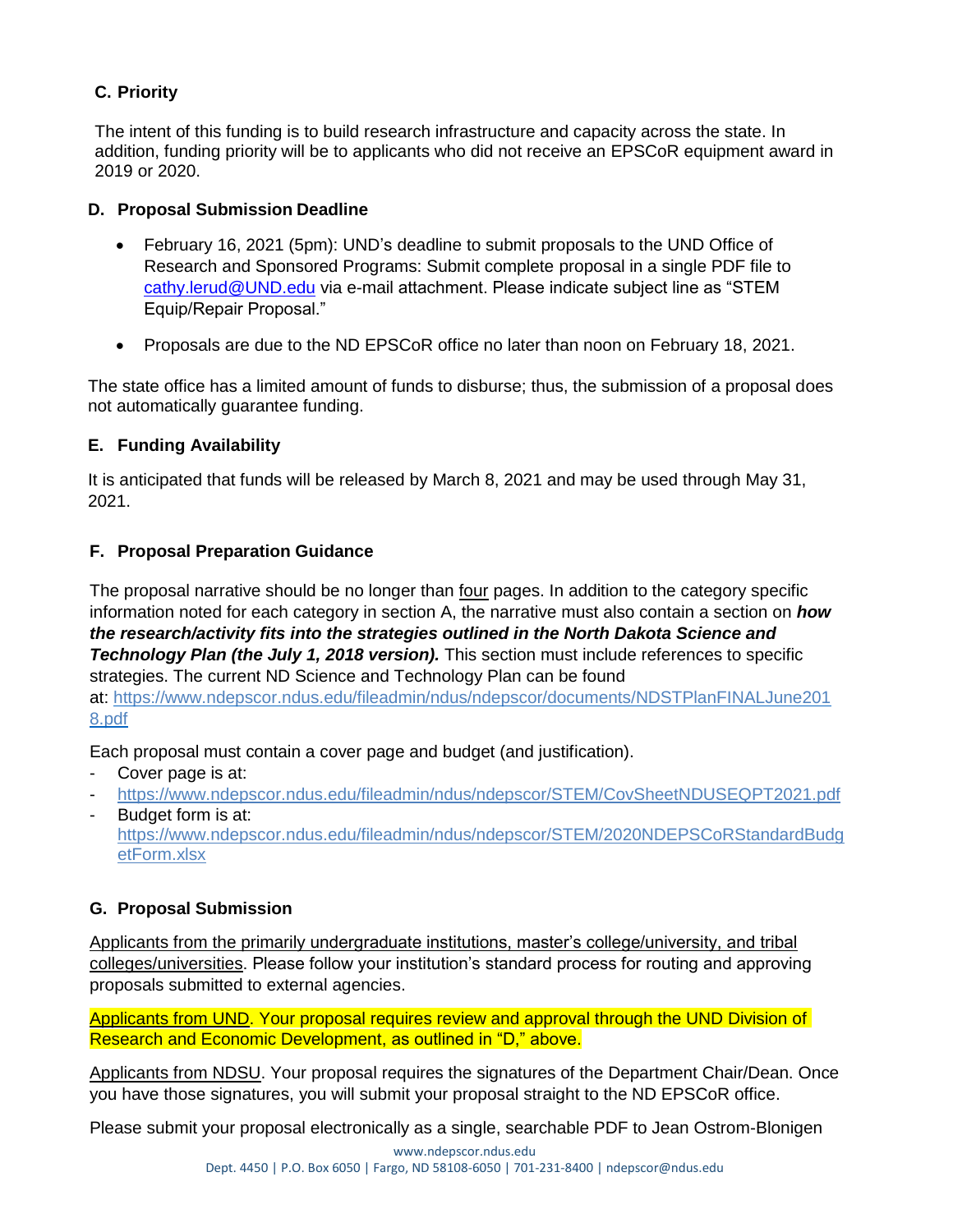## C. Priority

The intent of this funding is to build research infrastructure and capacity across the state. In addition, funding priority will be to applicants who did not receive an EPSCoR equipment award in 2019 or 2020.

## D. Proposal Submission Deadline

- February 16, 2021 (5pm): UND's deadline to submit proposals to the UND Office of Research and Sponsored Programs: Submit complete proposal in a single PDF file to cathy.lerud@UND.edu via e-mail attachment. Please indicate subject line as "STEM Equip/Repair Proposal."
- Proposals are due to the ND EPSCoR office no later than noon on February 18, 2021.

The state office has a limited amount of funds to disburse; thus, the submission of a proposal does not automatically guarantee funding.

## E. Funding Availability

It is anticipated that funds will be released by March 8, 2021 and may be used through May 31, 2021.

## F. Proposal Preparation Guidance

The proposal narrative should be no longer than four pages. In addition to the category specific information noted for each category in section A, the narrative must also contain a section on ***how the research/activity fits into the strategies outlined in the North Dakota Science and Technology Plan (the July 1, 2018 version).*** This section must include references to specific strategies. The current ND Science and Technology Plan can be found at: https://www.ndepscor.ndus.edu/fileadmin/ndus/ndepscor/documents/NDSTPlanFINALJune2018.pdf

Each proposal must contain a cover page and budget (and justification).

- Cover page is at:
- https://www.ndepscor.ndus.edu/fileadmin/ndus/ndepscor/STEM/CovSheetNDUSEQPT2021.pdf
- Budget form is at: https://www.ndepscor.ndus.edu/fileadmin/ndus/ndepscor/STEM/2020NDEPSCoRStandardBudgetForm.xlsx

## G. Proposal Submission

Applicants from the primarily undergraduate institutions, master's college/university, and tribal colleges/universities. Please follow your institution's standard process for routing and approving proposals submitted to external agencies.

Applicants from UND. Your proposal requires review and approval through the UND Division of Research and Economic Development, as outlined in "D," above.

Applicants from NDSU. Your proposal requires the signatures of the Department Chair/Dean. Once you have those signatures, you will submit your proposal straight to the ND EPSCoR office.

Please submit your proposal electronically as a single, searchable PDF to Jean Ostrom-Blonigen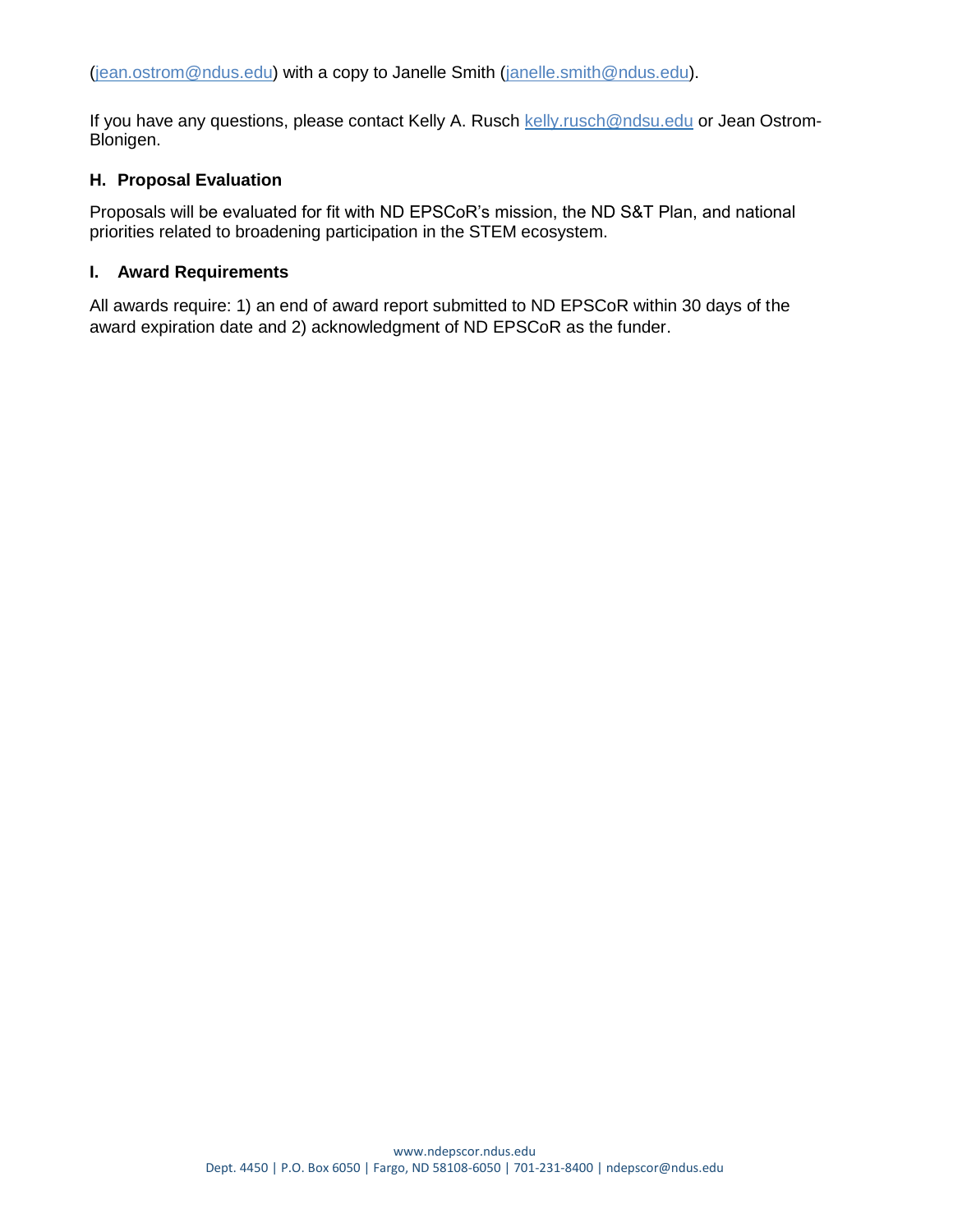(jean.ostrom@ndus.edu) with a copy to Janelle Smith (janelle.smith@ndus.edu).

If you have any questions, please contact Kelly A. Rusch kelly.rusch@ndsu.edu or Jean Ostrom-Blonigen.

### H. Proposal Evaluation

Proposals will be evaluated for fit with ND EPSCoR's mission, the ND S&T Plan, and national priorities related to broadening participation in the STEM ecosystem.

### I. Award Requirements

All awards require: 1) an end of award report submitted to ND EPSCoR within 30 days of the award expiration date and 2) acknowledgment of ND EPSCoR as the funder.